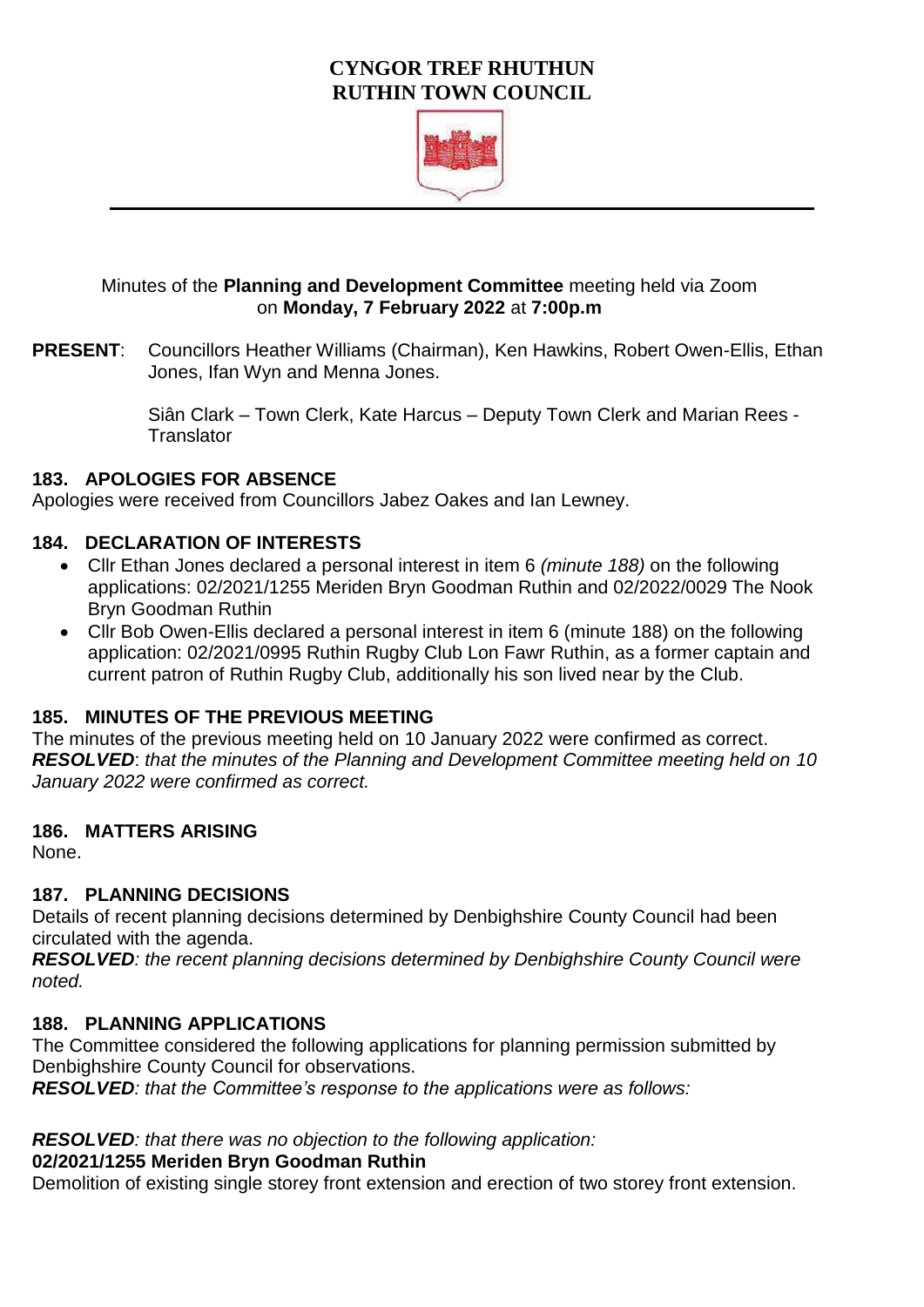# CYNGOR TREF RHUTHUN
# RUTHIN TOWN COUNCIL

Minutes of the **Planning and Development Committee** meeting held via Zoom on **Monday, 7 February 2022** at **7:00p.m**

**PRESENT**: Councillors Heather Williams (Chairman), Ken Hawkins, Robert Owen-Ellis, Ethan Jones, Ifan Wyn and Menna Jones.

Siân Clark – Town Clerk, Kate Harcus – Deputy Town Clerk and Marian Rees - Translator

## 183. APOLOGIES FOR ABSENCE

Apologies were received from Councillors Jabez Oakes and Ian Lewney.

## 184. DECLARATION OF INTERESTS

- Cllr Ethan Jones declared a personal interest in item 6 *(minute 188)* on the following applications: 02/2021/1255 Meriden Bryn Goodman Ruthin and 02/2022/0029 The Nook Bryn Goodman Ruthin
- Cllr Bob Owen-Ellis declared a personal interest in item 6 (minute 188) on the following application: 02/2021/0995 Ruthin Rugby Club Lon Fawr Ruthin, as a former captain and current patron of Ruthin Rugby Club, additionally his son lived near by the Club.

## 185. MINUTES OF THE PREVIOUS MEETING

The minutes of the previous meeting held on 10 January 2022 were confirmed as correct.
***RESOLVED***: *that the minutes of the Planning and Development Committee meeting held on 10 January 2022 were confirmed as correct.*

## 186. MATTERS ARISING

None.

## 187. PLANNING DECISIONS

Details of recent planning decisions determined by Denbighshire County Council had been circulated with the agenda.
***RESOLVED***: *the recent planning decisions determined by Denbighshire County Council were noted.*

## 188. PLANNING APPLICATIONS

The Committee considered the following applications for planning permission submitted by Denbighshire County Council for observations.
***RESOLVED***: *that the Committee's response to the applications were as follows:*

***RESOLVED***: *that there was no objection to the following application:*
**02/2021/1255 Meriden Bryn Goodman Ruthin**
Demolition of existing single storey front extension and erection of two storey front extension.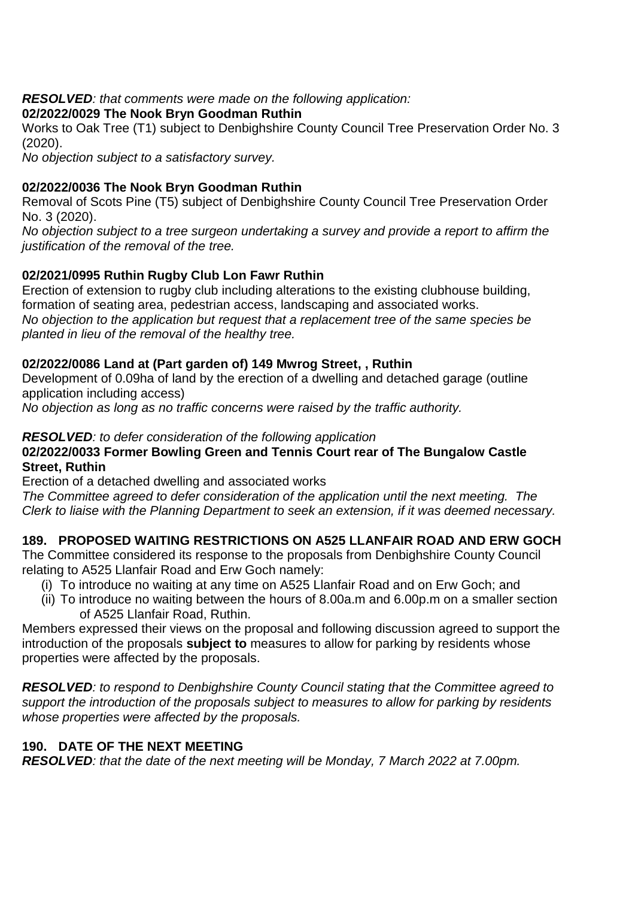***RESOLVED****: that comments were made on the following application:*

**02/2022/0029 The Nook Bryn Goodman Ruthin**

Works to Oak Tree (T1) subject to Denbighshire County Council Tree Preservation Order No. 3 (2020).

*No objection subject to a satisfactory survey.*

**02/2022/0036 The Nook Bryn Goodman Ruthin**

Removal of Scots Pine (T5) subject of Denbighshire County Council Tree Preservation Order No. 3 (2020).

*No objection subject to a tree surgeon undertaking a survey and provide a report to affirm the justification of the removal of the tree.*

**02/2021/0995 Ruthin Rugby Club Lon Fawr Ruthin**

Erection of extension to rugby club including alterations to the existing clubhouse building, formation of seating area, pedestrian access, landscaping and associated works.

*No objection to the application but request that a replacement tree of the same species be planted in lieu of the removal of the healthy tree.*

**02/2022/0086 Land at (Part garden of) 149 Mwrog Street, , Ruthin**

Development of 0.09ha of land by the erection of a dwelling and detached garage (outline application including access)

*No objection as long as no traffic concerns were raised by the traffic authority.*

***RESOLVED****: to defer consideration of the following application*

**02/2022/0033 Former Bowling Green and Tennis Court rear of The Bungalow Castle Street, Ruthin**

Erection of a detached dwelling and associated works

*The Committee agreed to defer consideration of the application until the next meeting. The Clerk to liaise with the Planning Department to seek an extension, if it was deemed necessary.*

## 189. PROPOSED WAITING RESTRICTIONS ON A525 LLANFAIR ROAD AND ERW GOCH

The Committee considered its response to the proposals from Denbighshire County Council relating to A525 Llanfair Road and Erw Goch namely:

(i) To introduce no waiting at any time on A525 Llanfair Road and on Erw Goch; and

(ii) To introduce no waiting between the hours of 8.00a.m and 6.00p.m on a smaller section of A525 Llanfair Road, Ruthin.

Members expressed their views on the proposal and following discussion agreed to support the introduction of the proposals **subject to** measures to allow for parking by residents whose properties were affected by the proposals.

***RESOLVED****: to respond to Denbighshire County Council stating that the Committee agreed to support the introduction of the proposals subject to measures to allow for parking by residents whose properties were affected by the proposals.*

## 190. DATE OF THE NEXT MEETING

***RESOLVED****: that the date of the next meeting will be Monday, 7 March 2022 at 7.00pm.*